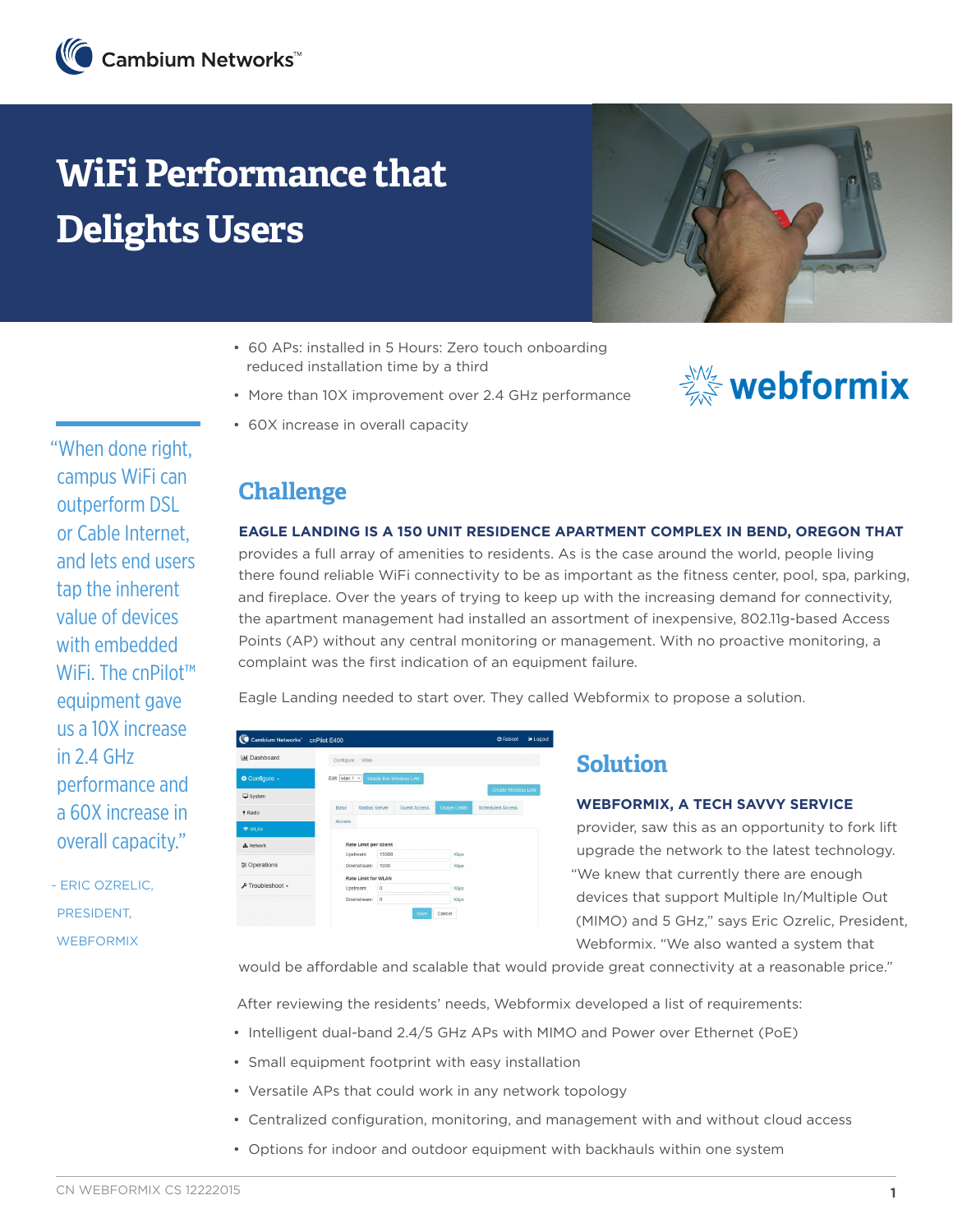# WiFi Performance that Delights Users

- 60 APs: installed in 5 Hours: Zero touch onboarding reduced installation time by a third
- More than 10X improvement over 2.4 GHz performance
- 60X increase in overall capacity

> "When done right, campus WiFi can outperform DSL or Cable Internet, and lets end users tap the inherent value of devices with embedded WiFi. The cnPilot™ equipment gave us a 10X increase in 2.4 GHz performance and a 60X increase in overall capacity."
>
> - ERIC OZRELIC, PRESIDENT, WEBFORMIX

## Challenge

**EAGLE LANDING IS A 150 UNIT RESIDENCE APARTMENT COMPLEX IN BEND, OREGON THAT** provides a full array of amenities to residents. As is the case around the world, people living there found reliable WiFi connectivity to be as important as the fitness center, pool, spa, parking, and fireplace. Over the years of trying to keep up with the increasing demand for connectivity, the apartment management had installed an assortment of inexpensive, 802.11g-based Access Points (AP) without any central monitoring or management. With no proactive monitoring, a complaint was the first indication of an equipment failure.

Eagle Landing needed to start over. They called Webformix to propose a solution.

## Solution

**WEBFORMIX, A TECH SAVVY SERVICE** provider, saw this as an opportunity to fork lift upgrade the network to the latest technology. "We knew that currently there are enough devices that support Multiple In/Multiple Out (MIMO) and 5 GHz," says Eric Ozrelic, President, Webformix. "We also wanted a system that would be affordable and scalable that would provide great connectivity at a reasonable price."

After reviewing the residents' needs, Webformix developed a list of requirements:

- Intelligent dual-band 2.4/5 GHz APs with MIMO and Power over Ethernet (PoE)
- Small equipment footprint with easy installation
- Versatile APs that could work in any network topology
- Centralized configuration, monitoring, and management with and without cloud access
- Options for indoor and outdoor equipment with backhauls within one system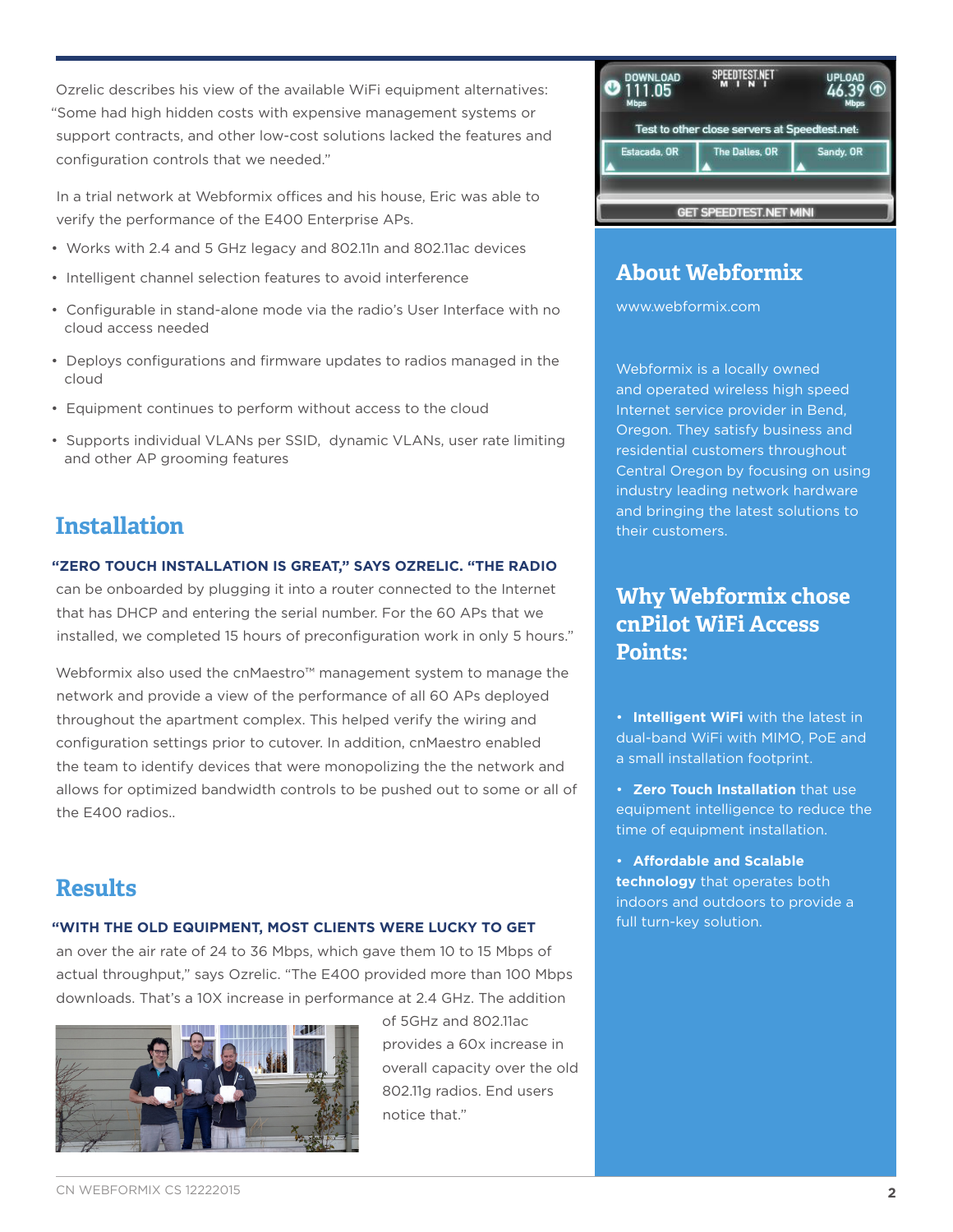Ozrelic describes his view of the available WiFi equipment alternatives: "Some had high hidden costs with expensive management systems or support contracts, and other low-cost solutions lacked the features and configuration controls that we needed."

In a trial network at Webformix offices and his house, Eric was able to verify the performance of the E400 Enterprise APs.

- Works with 2.4 and 5 GHz legacy and 802.11n and 802.11ac devices
- Intelligent channel selection features to avoid interference
- Configurable in stand-alone mode via the radio's User Interface with no cloud access needed
- Deploys configurations and firmware updates to radios managed in the cloud
- Equipment continues to perform without access to the cloud
- Supports individual VLANs per SSID, dynamic VLANs, user rate limiting and other AP grooming features

## Installation

**"ZERO TOUCH INSTALLATION IS GREAT," SAYS OZRELIC. "THE RADIO** can be onboarded by plugging it into a router connected to the Internet that has DHCP and entering the serial number. For the 60 APs that we installed, we completed 15 hours of preconfiguration work in only 5 hours."

Webformix also used the cnMaestro™ management system to manage the network and provide a view of the performance of all 60 APs deployed throughout the apartment complex. This helped verify the wiring and configuration settings prior to cutover. In addition, cnMaestro enabled the team to identify devices that were monopolizing the the network and allows for optimized bandwidth controls to be pushed out to some or all of the E400 radios..

## Results

**"WITH THE OLD EQUIPMENT, MOST CLIENTS WERE LUCKY TO GET** an over the air rate of 24 to 36 Mbps, which gave them 10 to 15 Mbps of actual throughput," says Ozrelic. "The E400 provided more than 100 Mbps downloads. That's a 10X increase in performance at 2.4 GHz. The addition of 5GHz and 802.11ac provides a 60x increase in overall capacity over the old 802.11g radios. End users notice that."

DOWNLOAD 111.05 Mbps

SPEEDTEST.NET MINI

UPLOAD 46.39 Mbps

Test to other close servers at Speedtest.net:

Estacada, OR

The Dalles, OR

Sandy, OR

GET SPEEDTEST.NET MINI

## About Webformix

www.webformix.com

Webformix is a locally owned and operated wireless high speed Internet service provider in Bend, Oregon. They satisfy business and residential customers throughout Central Oregon by focusing on using industry leading network hardware and bringing the latest solutions to their customers.

## Why Webformix chose cnPilot WiFi Access Points:

- **Intelligent WiFi** with the latest in dual-band WiFi with MIMO, PoE and a small installation footprint.
- **Zero Touch Installation** that use equipment intelligence to reduce the time of equipment installation.
- **Affordable and Scalable technology** that operates both indoors and outdoors to provide a full turn-key solution.

CN WEBFORMIX CS 12222015